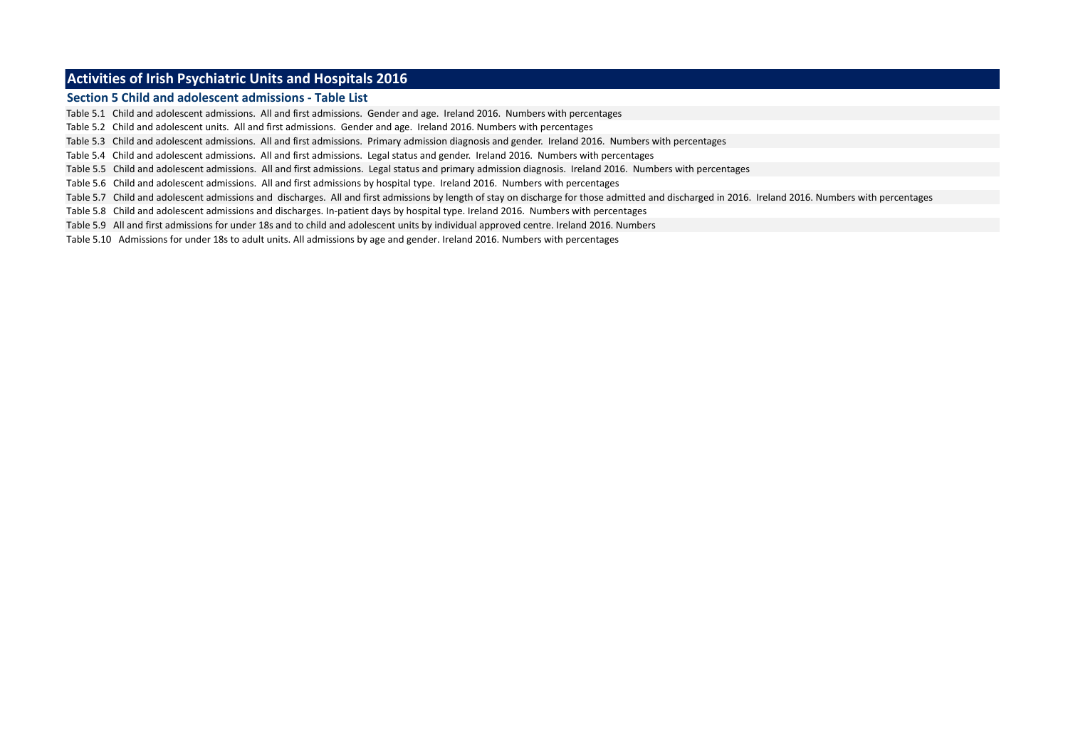# Activities of Irish Psychiatric Units and Hospitals 2016

## Section 5 Child and adolescent admissions - Table List

Table 5.1 Child and adolescent admissions. All and first admissions. Gender and age. Ireland 2016. Numbers with percentages

Table 5.2 Child and adolescent units. All and first admissions. Gender and age. Ireland 2016. Numbers with percentages

Table 5.3 Child and adolescent admissions. All and first admissions. Primary admission diagnosis and gender. Ireland 2016. Numbers with percentages

Table 5.4 Child and adolescent admissions. All and first admissions. Legal status and gender. Ireland 2016. Numbers with percentages

Table 5.5 Child and adolescent admissions. All and first admissions. Legal status and primary admission diagnosis. Ireland 2016. Numbers with percentages

Table 5.6 Child and adolescent admissions. All and first admissions by hospital type. Ireland 2016. Numbers with percentages

Table 5.7 Child and adolescent admissions and discharges. All and first admissions by length of stay on discharge for those admitted and discharged in 2016. Ireland 2016. Numbers with percentages

Table 5.8 Child and adolescent admissions and discharges. In-patient days by hospital type. Ireland 2016. Numbers with percentages

Table 5.9 All and first admissions for under 18s and to child and adolescent units by individual approved centre. Ireland 2016. Numbers

Table 5.10 Admissions for under 18s to adult units. All admissions by age and gender. Ireland 2016. Numbers with percentages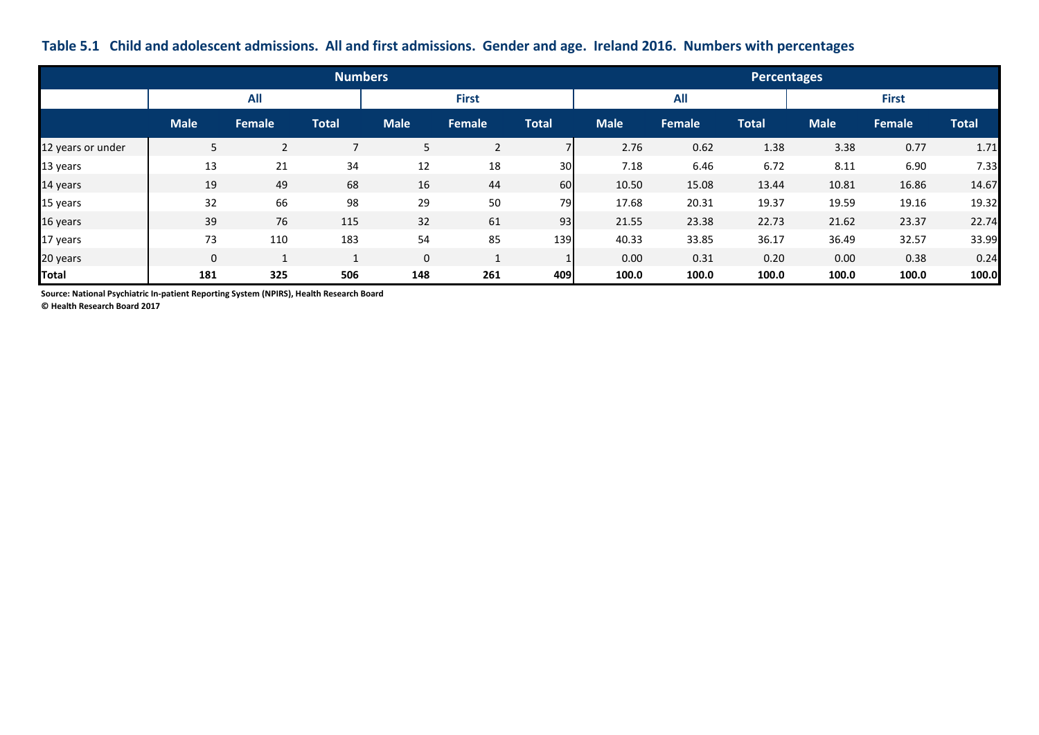**Table 5.1 Child and adolescent admissions. All and first admissions. Gender and age. Ireland 2016. Numbers with percentages**

| | Numbers | | | | | | Percentages | | | | | |
|---|---|---|---|---|---|---|---|---|---|---|---|---|
| | All | | | First | | | All | | | First | | |
| | Male | Female | Total | Male | Female | Total | Male | Female | Total | Male | Female | Total |
| 12 years or under | 5 | 2 | 7 | 5 | 2 | 7 | 2.76 | 0.62 | 1.38 | 3.38 | 0.77 | 1.71 |
| 13 years | 13 | 21 | 34 | 12 | 18 | 30 | 7.18 | 6.46 | 6.72 | 8.11 | 6.90 | 7.33 |
| 14 years | 19 | 49 | 68 | 16 | 44 | 60 | 10.50 | 15.08 | 13.44 | 10.81 | 16.86 | 14.67 |
| 15 years | 32 | 66 | 98 | 29 | 50 | 79 | 17.68 | 20.31 | 19.37 | 19.59 | 19.16 | 19.32 |
| 16 years | 39 | 76 | 115 | 32 | 61 | 93 | 21.55 | 23.38 | 22.73 | 21.62 | 23.37 | 22.74 |
| 17 years | 73 | 110 | 183 | 54 | 85 | 139 | 40.33 | 33.85 | 36.17 | 36.49 | 32.57 | 33.99 |
| 20 years | 0 | 1 | 1 | 0 | 1 | 1 | 0.00 | 0.31 | 0.20 | 0.00 | 0.38 | 0.24 |
| **Total** | **181** | **325** | **506** | **148** | **261** | **409** | **100.0** | **100.0** | **100.0** | **100.0** | **100.0** | **100.0** |

**Source: National Psychiatric In-patient Reporting System (NPIRS), Health Research Board**
**© Health Research Board 2017**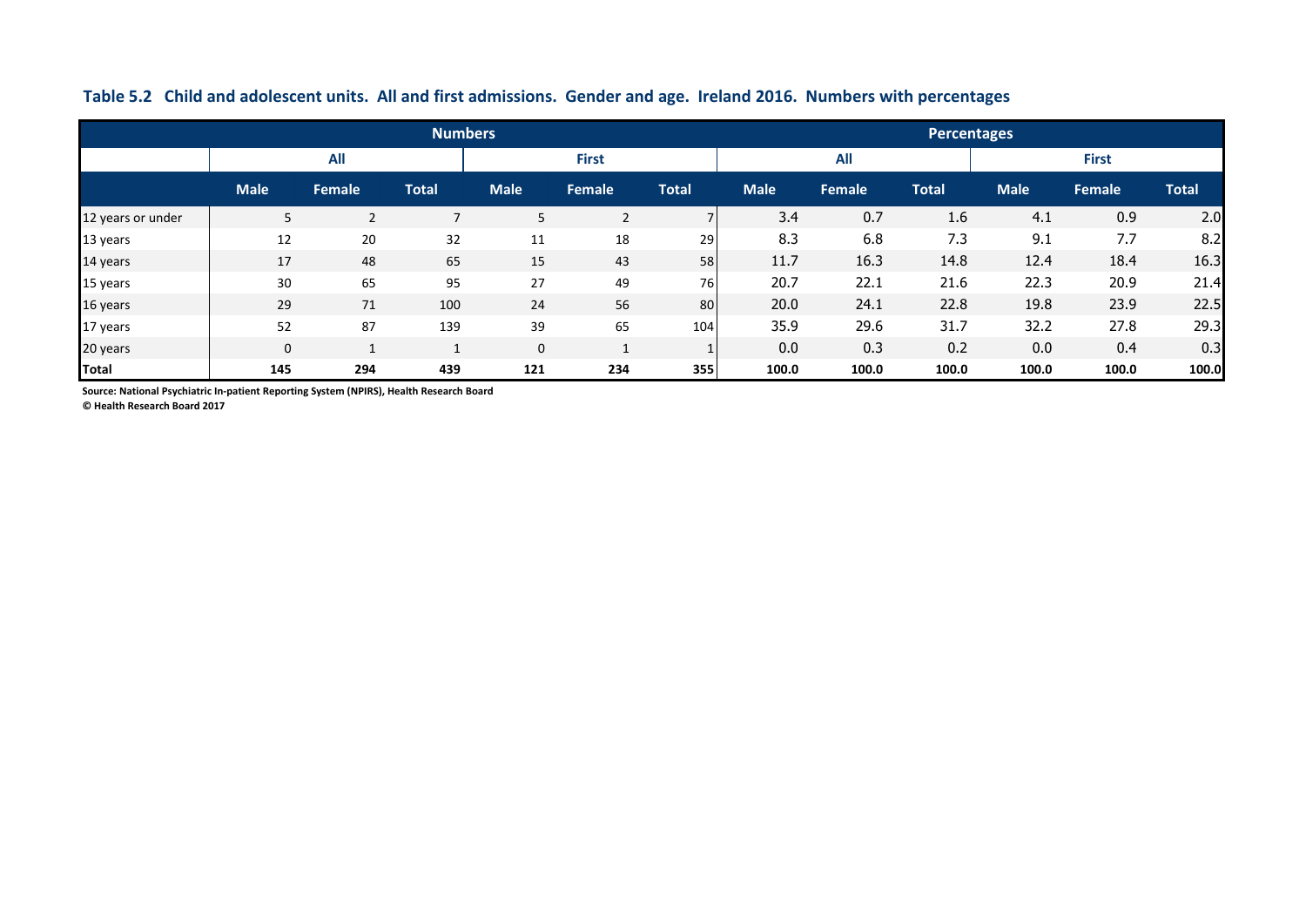**Table 5.2 Child and adolescent units. All and first admissions. Gender and age. Ireland 2016. Numbers with percentages**

| | Numbers | | | | | | Percentages | | | | | |
|---|---|---|---|---|---|---|---|---|---|---|---|---|
| | All | | | First | | | All | | | First | | |
| | Male | Female | Total | Male | Female | Total | Male | Female | Total | Male | Female | Total |
| 12 years or under | 5 | 2 | 7 | 5 | 2 | 7 | 3.4 | 0.7 | 1.6 | 4.1 | 0.9 | 2.0 |
| 13 years | 12 | 20 | 32 | 11 | 18 | 29 | 8.3 | 6.8 | 7.3 | 9.1 | 7.7 | 8.2 |
| 14 years | 17 | 48 | 65 | 15 | 43 | 58 | 11.7 | 16.3 | 14.8 | 12.4 | 18.4 | 16.3 |
| 15 years | 30 | 65 | 95 | 27 | 49 | 76 | 20.7 | 22.1 | 21.6 | 22.3 | 20.9 | 21.4 |
| 16 years | 29 | 71 | 100 | 24 | 56 | 80 | 20.0 | 24.1 | 22.8 | 19.8 | 23.9 | 22.5 |
| 17 years | 52 | 87 | 139 | 39 | 65 | 104 | 35.9 | 29.6 | 31.7 | 32.2 | 27.8 | 29.3 |
| 20 years | 0 | 1 | 1 | 0 | 1 | 1 | 0.0 | 0.3 | 0.2 | 0.0 | 0.4 | 0.3 |
| **Total** | **145** | **294** | **439** | **121** | **234** | **355** | **100.0** | **100.0** | **100.0** | **100.0** | **100.0** | **100.0** |

**Source: National Psychiatric In-patient Reporting System (NPIRS), Health Research Board**
**© Health Research Board 2017**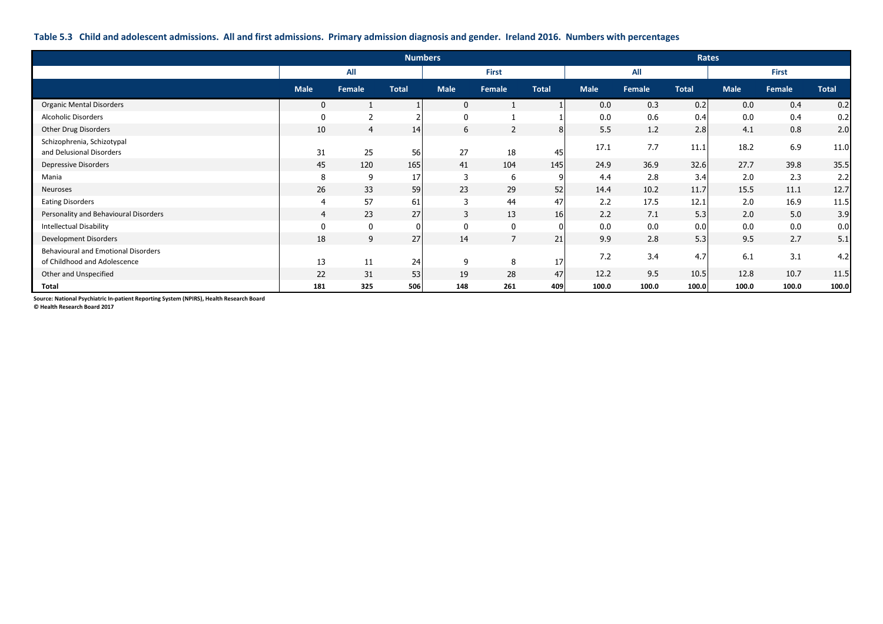**Table 5.3 Child and adolescent admissions. All and first admissions. Primary admission diagnosis and gender. Ireland 2016. Numbers with percentages**

| | Numbers | | | | | | Rates | | | | | |
|---|---|---|---|---|---|---|---|---|---|---|---|---|
| | All | | | First | | | All | | | First | | |
| | Male | Female | Total | Male | Female | Total | Male | Female | Total | Male | Female | Total |
| Organic Mental Disorders | 0 | 1 | 1 | 0 | 1 | 1 | 0.0 | 0.3 | 0.2 | 0.0 | 0.4 | 0.2 |
| Alcoholic Disorders | 0 | 2 | 2 | 0 | 1 | 1 | 0.0 | 0.6 | 0.4 | 0.0 | 0.4 | 0.2 |
| Other Drug Disorders | 10 | 4 | 14 | 6 | 2 | 8 | 5.5 | 1.2 | 2.8 | 4.1 | 0.8 | 2.0 |
| Schizophrenia, Schizotypal and Delusional Disorders | 31 | 25 | 56 | 27 | 18 | 45 | 17.1 | 7.7 | 11.1 | 18.2 | 6.9 | 11.0 |
| Depressive Disorders | 45 | 120 | 165 | 41 | 104 | 145 | 24.9 | 36.9 | 32.6 | 27.7 | 39.8 | 35.5 |
| Mania | 8 | 9 | 17 | 3 | 6 | 9 | 4.4 | 2.8 | 3.4 | 2.0 | 2.3 | 2.2 |
| Neuroses | 26 | 33 | 59 | 23 | 29 | 52 | 14.4 | 10.2 | 11.7 | 15.5 | 11.1 | 12.7 |
| Eating Disorders | 4 | 57 | 61 | 3 | 44 | 47 | 2.2 | 17.5 | 12.1 | 2.0 | 16.9 | 11.5 |
| Personality and Behavioural Disorders | 4 | 23 | 27 | 3 | 13 | 16 | 2.2 | 7.1 | 5.3 | 2.0 | 5.0 | 3.9 |
| Intellectual Disability | 0 | 0 | 0 | 0 | 0 | 0 | 0.0 | 0.0 | 0.0 | 0.0 | 0.0 | 0.0 |
| Development Disorders | 18 | 9 | 27 | 14 | 7 | 21 | 9.9 | 2.8 | 5.3 | 9.5 | 2.7 | 5.1 |
| Behavioural and Emotional Disorders of Childhood and Adolescence | 13 | 11 | 24 | 9 | 8 | 17 | 7.2 | 3.4 | 4.7 | 6.1 | 3.1 | 4.2 |
| Other and Unspecified | 22 | 31 | 53 | 19 | 28 | 47 | 12.2 | 9.5 | 10.5 | 12.8 | 10.7 | 11.5 |
| **Total** | **181** | **325** | **506** | **148** | **261** | **409** | **100.0** | **100.0** | **100.0** | **100.0** | **100.0** | **100.0** |

**Source: National Psychiatric In-patient Reporting System (NPIRS), Health Research Board**
**© Health Research Board 2017**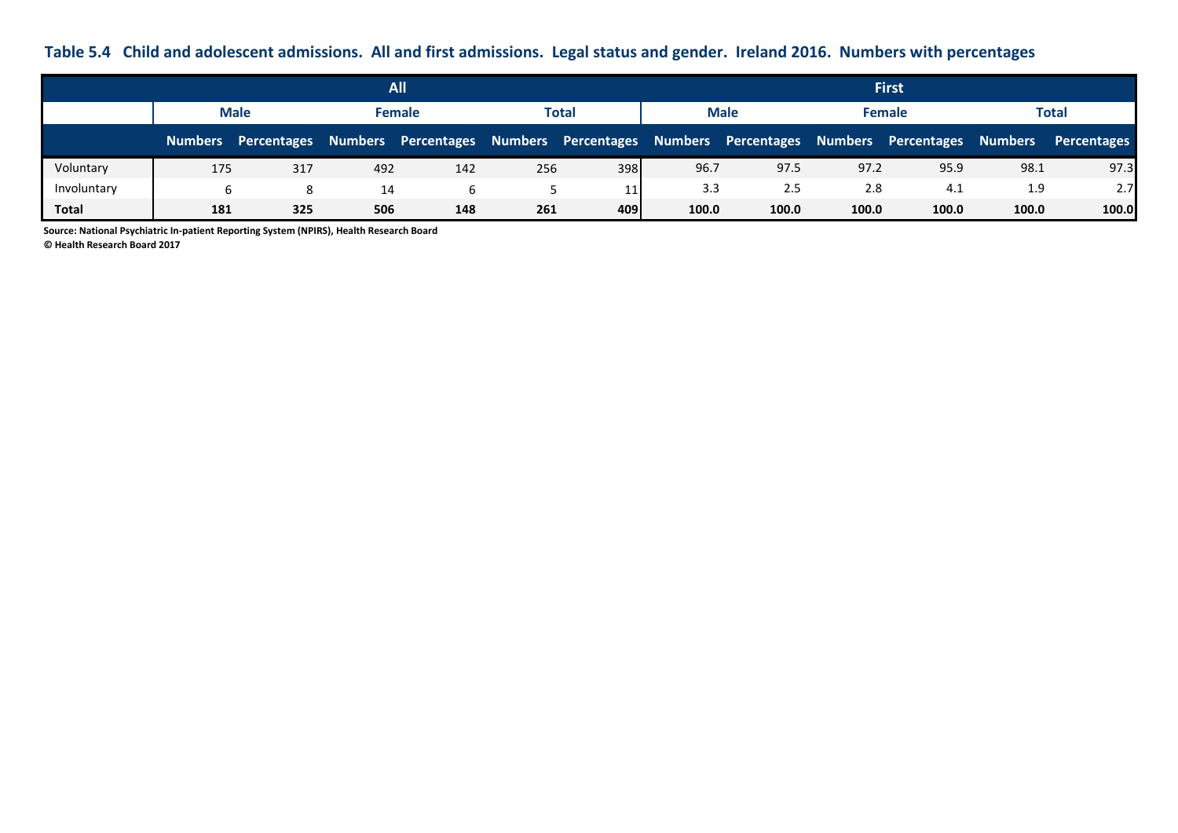**Table 5.4 Child and adolescent admissions. All and first admissions. Legal status and gender. Ireland 2016. Numbers with percentages**

| | All | | | | | | First | | | | | |
|---|---|---|---|---|---|---|---|---|---|---|---|---|
| | Male | | Female | | Total | | Male | | Female | | Total | |
| | Numbers | Percentages | Numbers | Percentages | Numbers | Percentages | Numbers | Percentages | Numbers | Percentages | Numbers | Percentages |
| Voluntary | 175 | 317 | 492 | 142 | 256 | 398 | 96.7 | 97.5 | 97.2 | 95.9 | 98.1 | 97.3 |
| Involuntary | 6 | 8 | 14 | 6 | 5 | 11 | 3.3 | 2.5 | 2.8 | 4.1 | 1.9 | 2.7 |
| **Total** | **181** | **325** | **506** | **148** | **261** | **409** | **100.0** | **100.0** | **100.0** | **100.0** | **100.0** | **100.0** |

**Source: National Psychiatric In-patient Reporting System (NPIRS), Health Research Board**
**© Health Research Board 2017**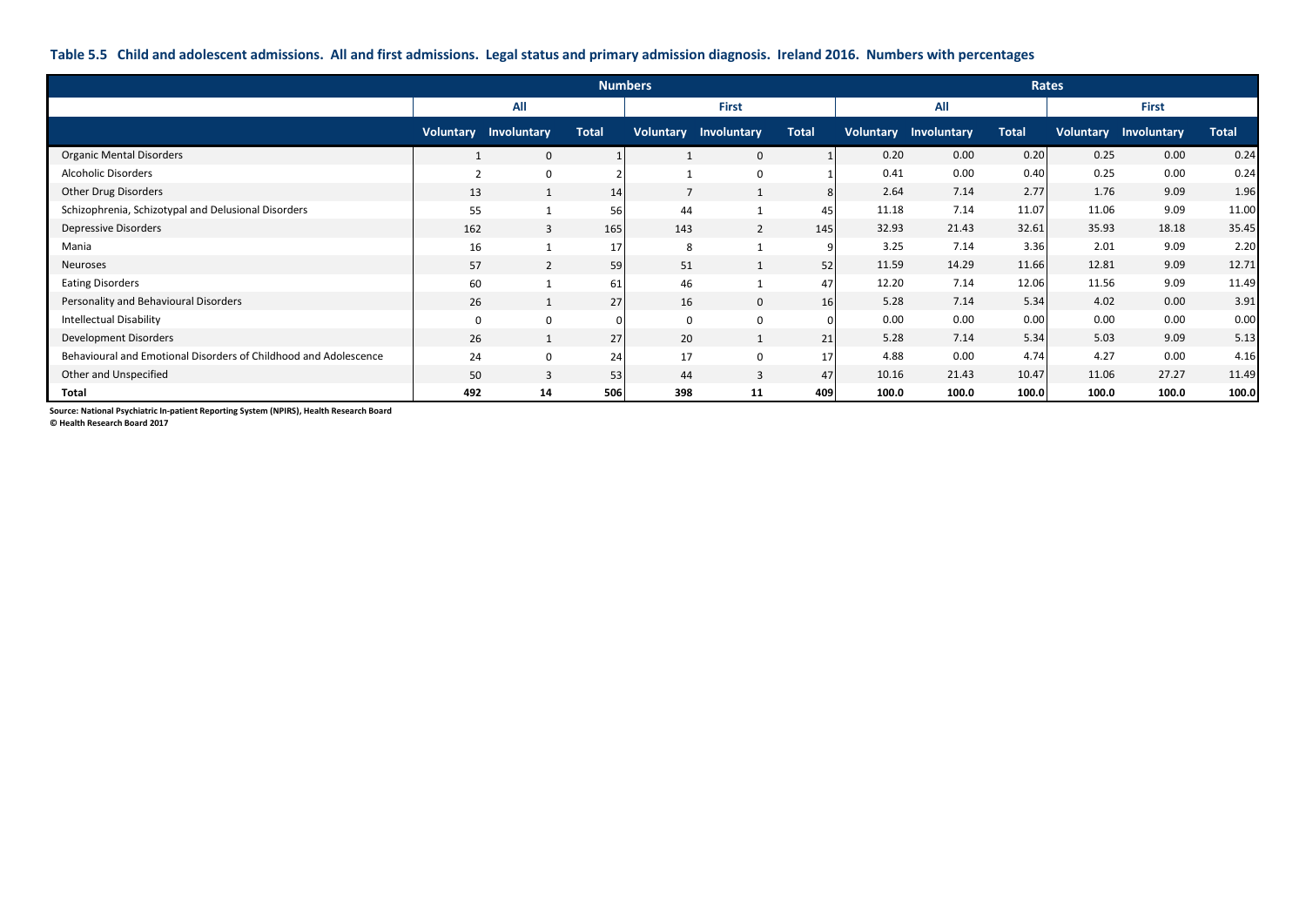**Table 5.5 Child and adolescent admissions. All and first admissions. Legal status and primary admission diagnosis. Ireland 2016. Numbers with percentages**

| | Numbers | | | | | | Rates | | | | | |
|---|---|---|---|---|---|---|---|---|---|---|---|---|
| | All | | | First | | | All | | | First | | |
| | Voluntary | Involuntary | Total | Voluntary | Involuntary | Total | Voluntary | Involuntary | Total | Voluntary | Involuntary | Total |
| Organic Mental Disorders | 1 | 0 | 1 | 1 | 0 | 1 | 0.20 | 0.00 | 0.20 | 0.25 | 0.00 | 0.24 |
| Alcoholic Disorders | 2 | 0 | 2 | 1 | 0 | 1 | 0.41 | 0.00 | 0.40 | 0.25 | 0.00 | 0.24 |
| Other Drug Disorders | 13 | 1 | 14 | 7 | 1 | 8 | 2.64 | 7.14 | 2.77 | 1.76 | 9.09 | 1.96 |
| Schizophrenia, Schizotypal and Delusional Disorders | 55 | 1 | 56 | 44 | 1 | 45 | 11.18 | 7.14 | 11.07 | 11.06 | 9.09 | 11.00 |
| Depressive Disorders | 162 | 3 | 165 | 143 | 2 | 145 | 32.93 | 21.43 | 32.61 | 35.93 | 18.18 | 35.45 |
| Mania | 16 | 1 | 17 | 8 | 1 | 9 | 3.25 | 7.14 | 3.36 | 2.01 | 9.09 | 2.20 |
| Neuroses | 57 | 2 | 59 | 51 | 1 | 52 | 11.59 | 14.29 | 11.66 | 12.81 | 9.09 | 12.71 |
| Eating Disorders | 60 | 1 | 61 | 46 | 1 | 47 | 12.20 | 7.14 | 12.06 | 11.56 | 9.09 | 11.49 |
| Personality and Behavioural Disorders | 26 | 1 | 27 | 16 | 0 | 16 | 5.28 | 7.14 | 5.34 | 4.02 | 0.00 | 3.91 |
| Intellectual Disability | 0 | 0 | 0 | 0 | 0 | 0 | 0.00 | 0.00 | 0.00 | 0.00 | 0.00 | 0.00 |
| Development Disorders | 26 | 1 | 27 | 20 | 1 | 21 | 5.28 | 7.14 | 5.34 | 5.03 | 9.09 | 5.13 |
| Behavioural and Emotional Disorders of Childhood and Adolescence | 24 | 0 | 24 | 17 | 0 | 17 | 4.88 | 0.00 | 4.74 | 4.27 | 0.00 | 4.16 |
| Other and Unspecified | 50 | 3 | 53 | 44 | 3 | 47 | 10.16 | 21.43 | 10.47 | 11.06 | 27.27 | 11.49 |
| **Total** | **492** | **14** | **506** | **398** | **11** | **409** | **100.0** | **100.0** | **100.0** | **100.0** | **100.0** | **100.0** |

**Source: National Psychiatric In-patient Reporting System (NPIRS), Health Research Board**
**© Health Research Board 2017**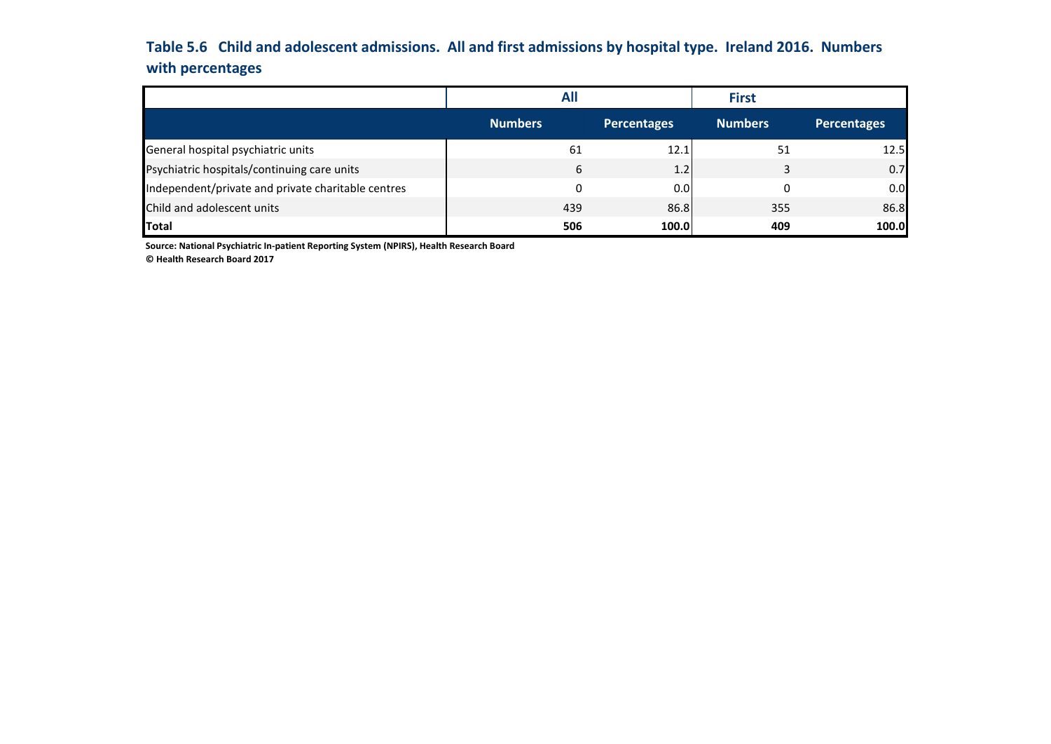### Table 5.6 Child and adolescent admissions. All and first admissions by hospital type. Ireland 2016. Numbers with percentages

| | All | | First | |
|---|---|---|---|---|
| | Numbers | Percentages | Numbers | Percentages |
| General hospital psychiatric units | 61 | 12.1 | 51 | 12.5 |
| Psychiatric hospitals/continuing care units | 6 | 1.2 | 3 | 0.7 |
| Independent/private and private charitable centres | 0 | 0.0 | 0 | 0.0 |
| Child and adolescent units | 439 | 86.8 | 355 | 86.8 |
| **Total** | **506** | **100.0** | **409** | **100.0** |

**Source: National Psychiatric In-patient Reporting System (NPIRS), Health Research Board**
**© Health Research Board 2017**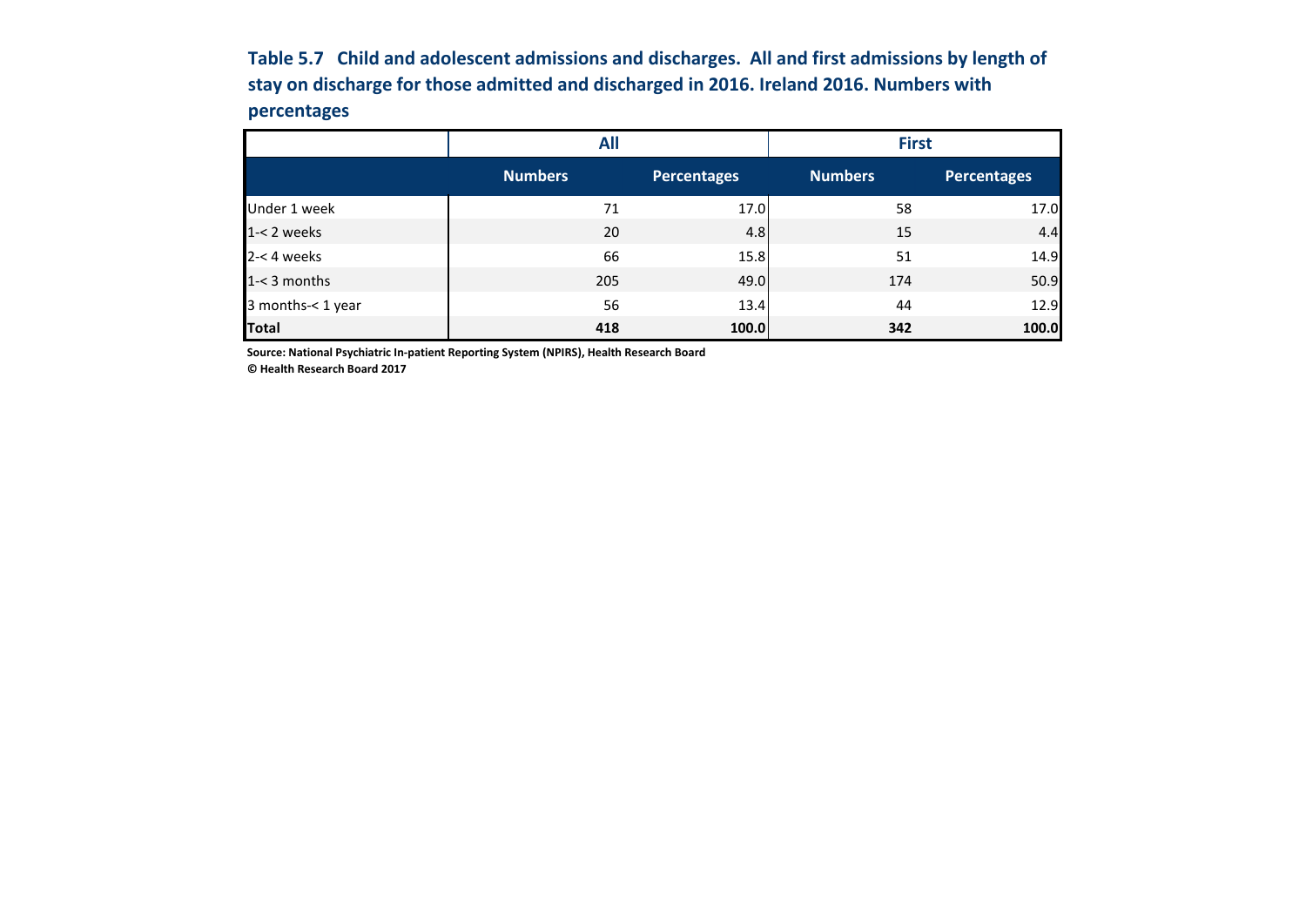**Table 5.7 Child and adolescent admissions and discharges. All and first admissions by length of stay on discharge for those admitted and discharged in 2016. Ireland 2016. Numbers with percentages**

| | All | | First | |
|---|---|---|---|---|
| | Numbers | Percentages | Numbers | Percentages |
| Under 1 week | 71 | 17.0 | 58 | 17.0 |
| 1-< 2 weeks | 20 | 4.8 | 15 | 4.4 |
| 2-< 4 weeks | 66 | 15.8 | 51 | 14.9 |
| 1-< 3 months | 205 | 49.0 | 174 | 50.9 |
| 3 months-< 1 year | 56 | 13.4 | 44 | 12.9 |
| **Total** | **418** | **100.0** | **342** | **100.0** |

**Source: National Psychiatric In-patient Reporting System (NPIRS), Health Research Board**
**© Health Research Board 2017**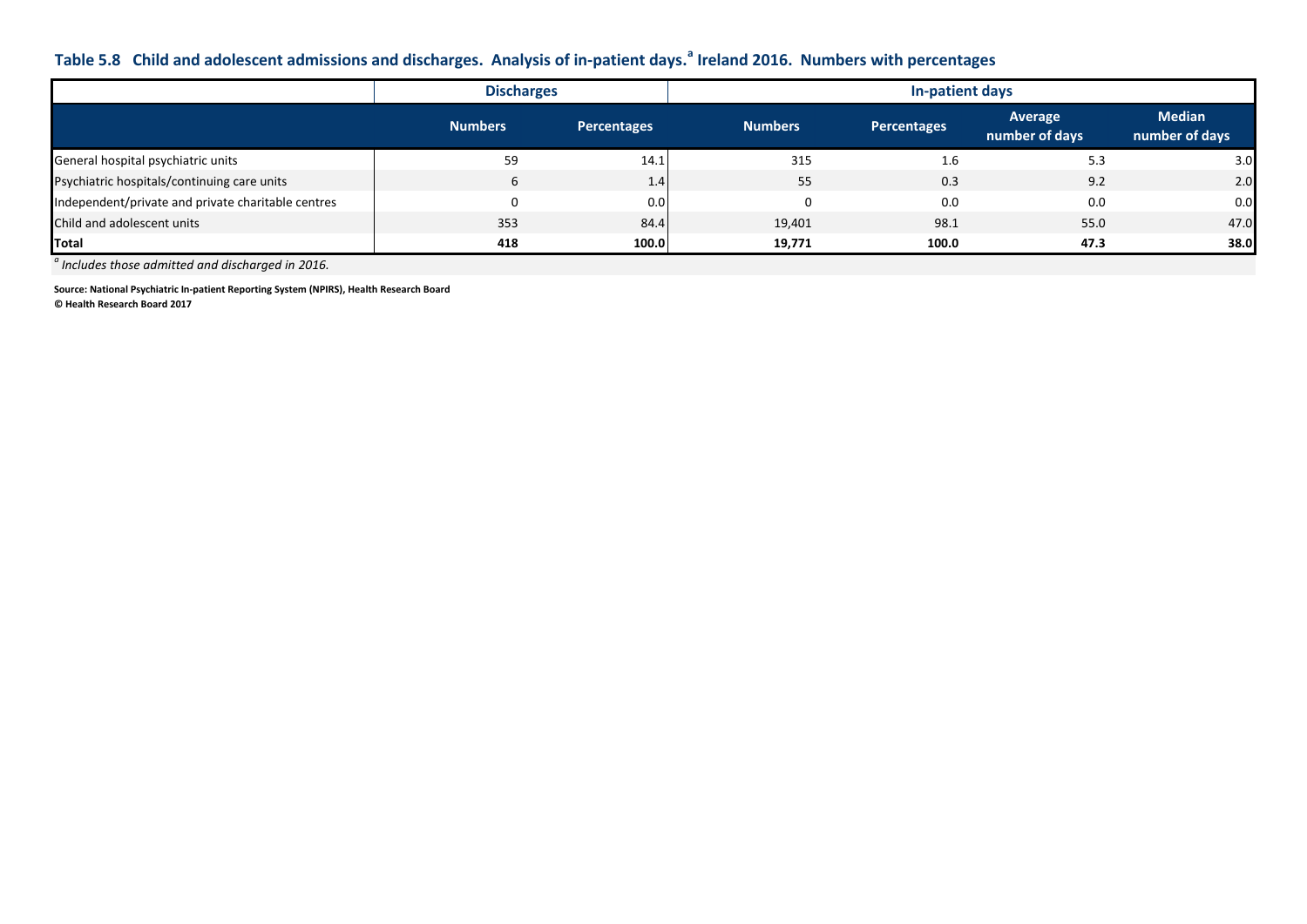## Table 5.8 Child and adolescent admissions and discharges. Analysis of in-patient days.[a] Ireland 2016. Numbers with percentages

| | Discharges | | In-patient days | | | |
|---|---|---|---|---|---|---|
| | **Numbers** | **Percentages** | **Numbers** | **Percentages** | **Average number of days** | **Median number of days** |
| General hospital psychiatric units | 59 | 14.1 | 315 | 1.6 | 5.3 | 3.0 |
| Psychiatric hospitals/continuing care units | 6 | 1.4 | 55 | 0.3 | 9.2 | 2.0 |
| Independent/private and private charitable centres | 0 | 0.0 | 0 | 0.0 | 0.0 | 0.0 |
| Child and adolescent units | 353 | 84.4 | 19,401 | 98.1 | 55.0 | 47.0 |
| **Total** | **418** | **100.0** | **19,771** | **100.0** | **47.3** | **38.0** |

*[a] Includes those admitted and discharged in 2016.*

**Source: National Psychiatric In-patient Reporting System (NPIRS), Health Research Board**
**© Health Research Board 2017**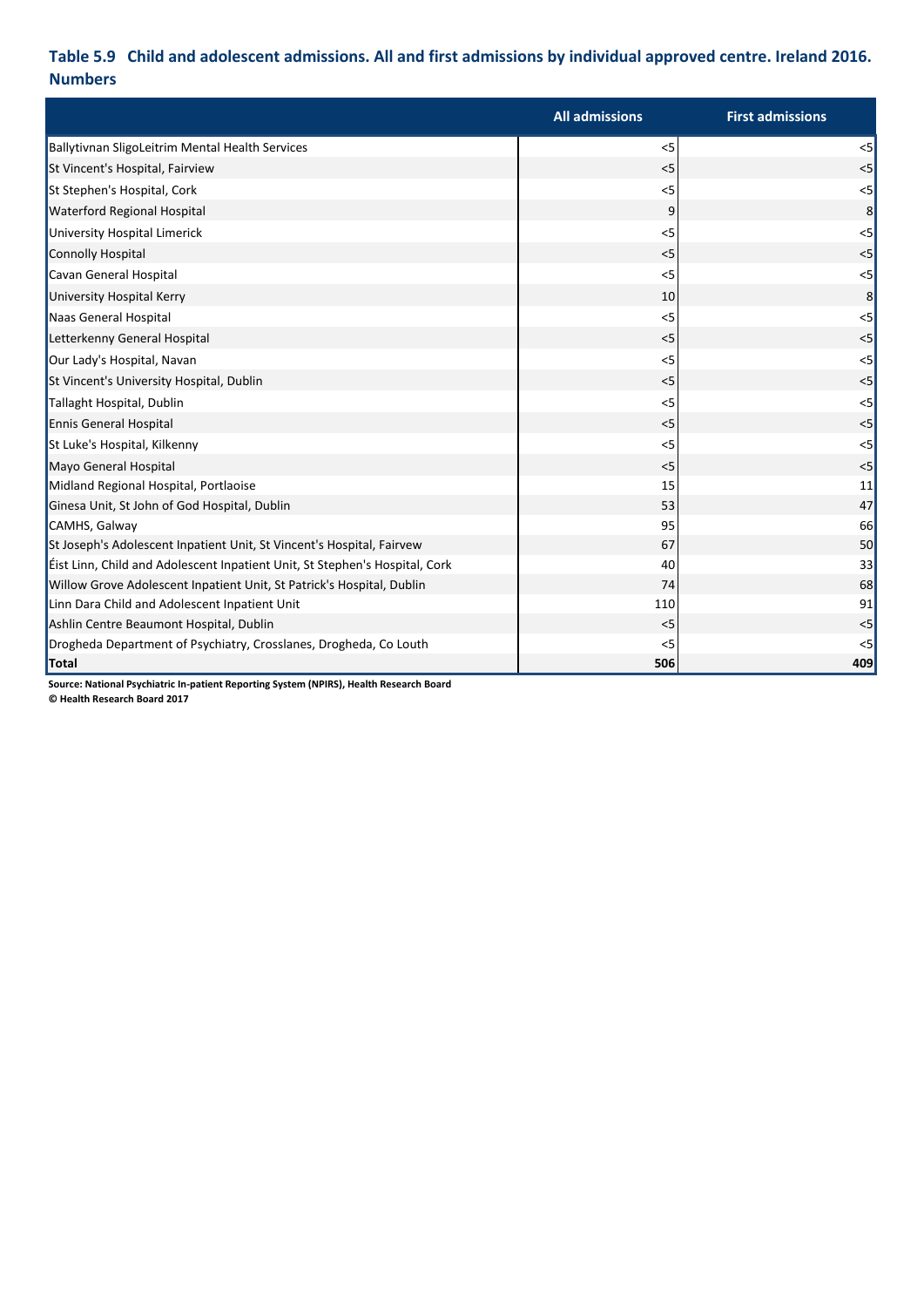**Table 5.9 Child and adolescent admissions. All and first admissions by individual approved centre. Ireland 2016. Numbers**

| | All admissions | First admissions |
|---|---|---|
| Ballytivnan SligoLeitrim Mental Health Services | <5 | <5 |
| St Vincent's Hospital, Fairview | <5 | <5 |
| St Stephen's Hospital, Cork | <5 | <5 |
| Waterford Regional Hospital | 9 | 8 |
| University Hospital Limerick | <5 | <5 |
| Connolly Hospital | <5 | <5 |
| Cavan General Hospital | <5 | <5 |
| University Hospital Kerry | 10 | 8 |
| Naas General Hospital | <5 | <5 |
| Letterkenny General Hospital | <5 | <5 |
| Our Lady's Hospital, Navan | <5 | <5 |
| St Vincent's University Hospital, Dublin | <5 | <5 |
| Tallaght Hospital, Dublin | <5 | <5 |
| Ennis General Hospital | <5 | <5 |
| St Luke's Hospital, Kilkenny | <5 | <5 |
| Mayo General Hospital | <5 | <5 |
| Midland Regional Hospital, Portlaoise | 15 | 11 |
| Ginesa Unit, St John of God Hospital, Dublin | 53 | 47 |
| CAMHS, Galway | 95 | 66 |
| St Joseph's Adolescent Inpatient Unit, St Vincent's Hospital, Fairvew | 67 | 50 |
| Éist Linn, Child and Adolescent Inpatient Unit, St Stephen's Hospital, Cork | 40 | 33 |
| Willow Grove Adolescent Inpatient Unit, St Patrick's Hospital, Dublin | 74 | 68 |
| Linn Dara Child and Adolescent Inpatient Unit | 110 | 91 |
| Ashlin Centre Beaumont Hospital, Dublin | <5 | <5 |
| Drogheda Department of Psychiatry, Crosslanes, Drogheda, Co Louth | <5 | <5 |
| **Total** | **506** | **409** |

**Source: National Psychiatric In-patient Reporting System (NPIRS), Health Research Board**
**© Health Research Board 2017**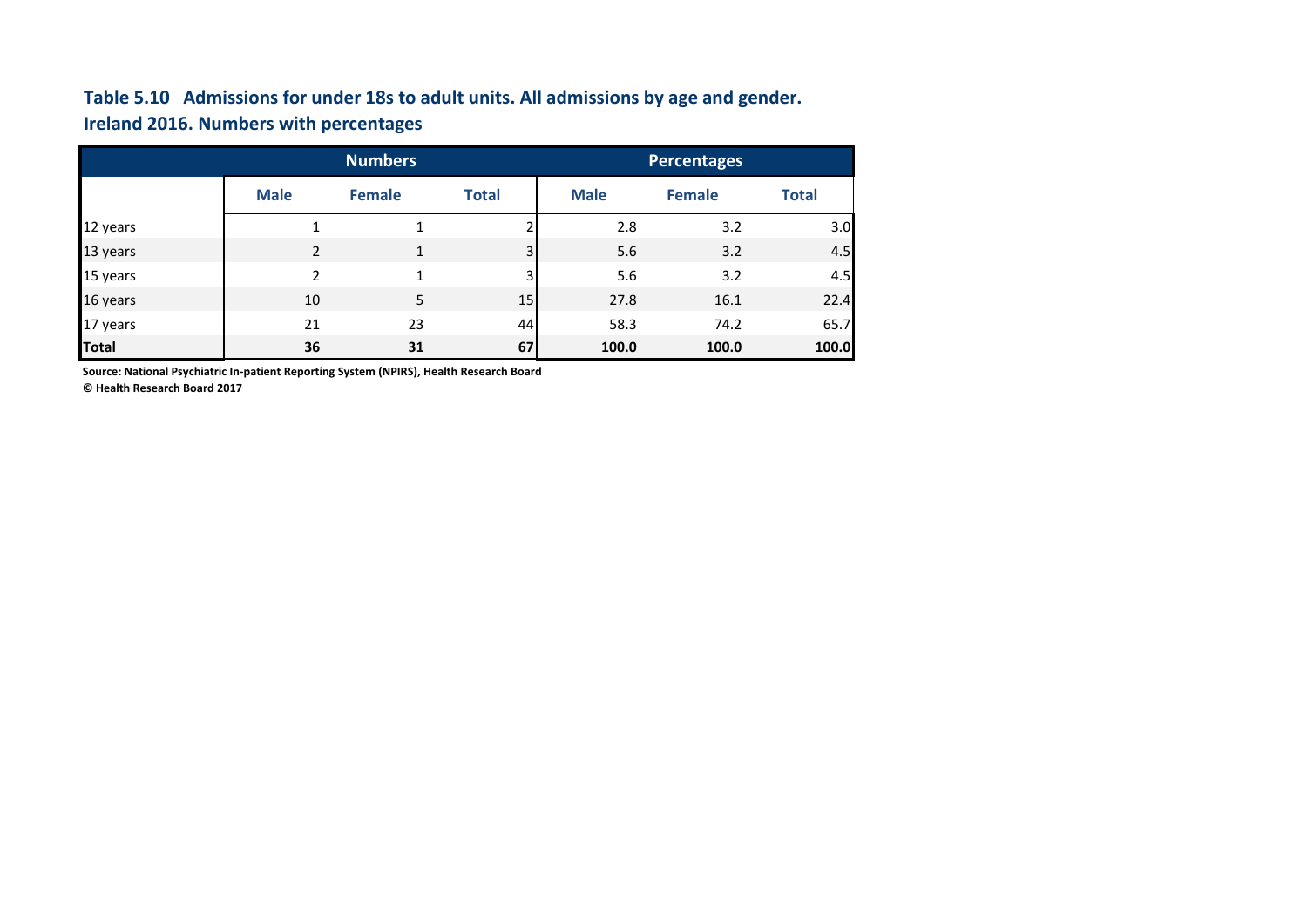## Table 5.10 Admissions for under 18s to adult units. All admissions by age and gender. Ireland 2016. Numbers with percentages

| | Numbers | | | Percentages | | |
|---|---|---|---|---|---|---|
| | Male | Female | Total | Male | Female | Total |
| 12 years | 1 | 1 | 2 | 2.8 | 3.2 | 3.0 |
| 13 years | 2 | 1 | 3 | 5.6 | 3.2 | 4.5 |
| 15 years | 2 | 1 | 3 | 5.6 | 3.2 | 4.5 |
| 16 years | 10 | 5 | 15 | 27.8 | 16.1 | 22.4 |
| 17 years | 21 | 23 | 44 | 58.3 | 74.2 | 65.7 |
| **Total** | **36** | **31** | **67** | **100.0** | **100.0** | **100.0** |

**Source: National Psychiatric In-patient Reporting System (NPIRS), Health Research Board**
**© Health Research Board 2017**